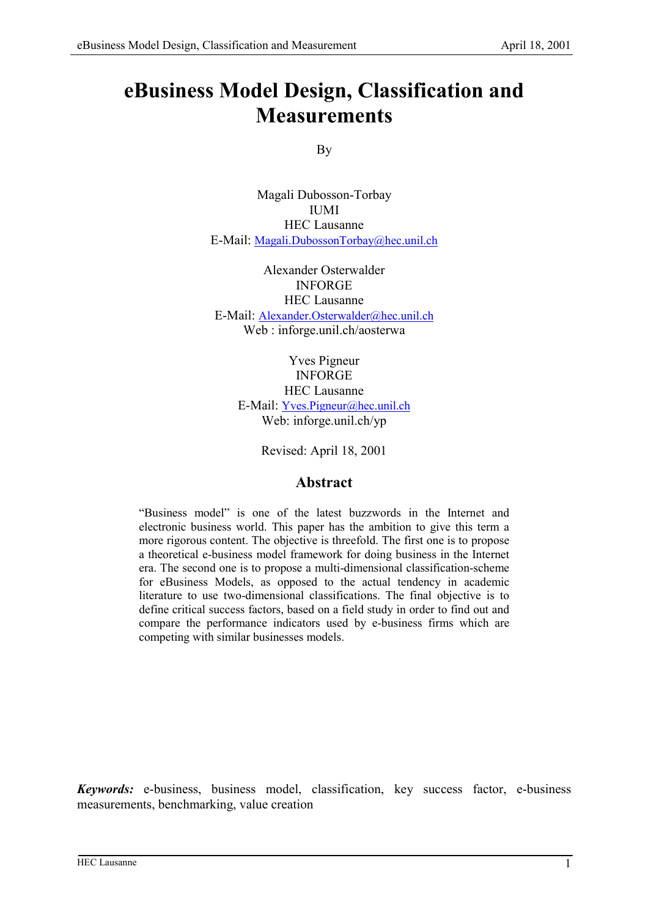# eBusiness Model Design, Classification and Measurements

By

Magali Dubosson-Torbay
IUMI
HEC Lausanne
E-Mail: Magali.DubossonTorbay@hec.unil.ch

Alexander Osterwalder
INFORGE
HEC Lausanne
E-Mail: Alexander.Osterwalder@hec.unil.ch
Web : inforge.unil.ch/aosterwa

Yves Pigneur
INFORGE
HEC Lausanne
E-Mail: Yves.Pigneur@hec.unil.ch
Web: inforge.unil.ch/yp

Revised: April 18, 2001

## Abstract

"Business model" is one of the latest buzzwords in the Internet and electronic business world. This paper has the ambition to give this term a more rigorous content. The objective is threefold. The first one is to propose a theoretical e-business model framework for doing business in the Internet era. The second one is to propose a multi-dimensional classification-scheme for eBusiness Models, as opposed to the actual tendency in academic literature to use two-dimensional classifications. The final objective is to define critical success factors, based on a field study in order to find out and compare the performance indicators used by e-business firms which are competing with similar businesses models.

***Keywords:*** e-business, business model, classification, key success factor, e-business measurements, benchmarking, value creation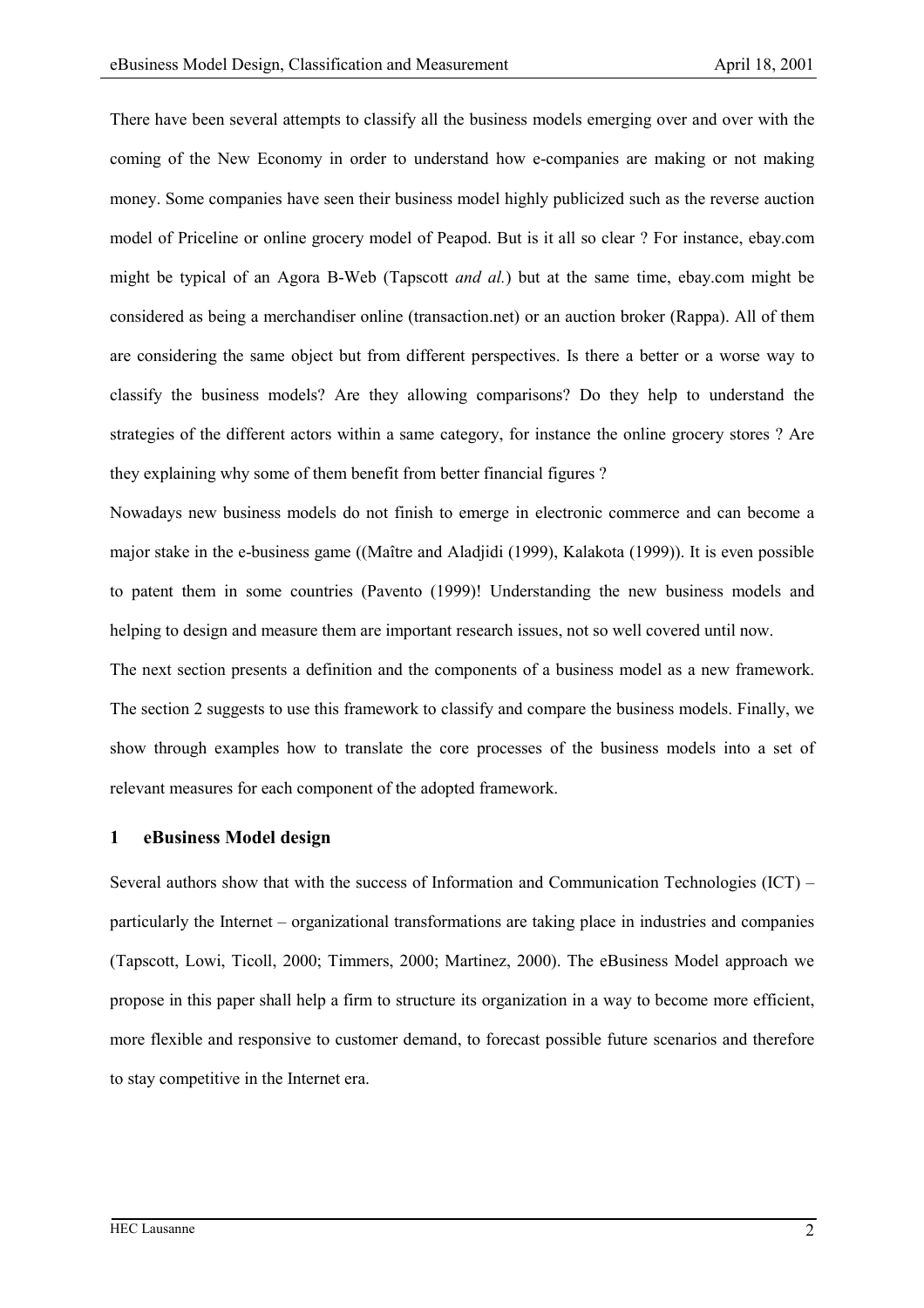There have been several attempts to classify all the business models emerging over and over with the coming of the New Economy in order to understand how e-companies are making or not making money. Some companies have seen their business model highly publicized such as the reverse auction model of Priceline or online grocery model of Peapod. But is it all so clear ? For instance, ebay.com might be typical of an Agora B-Web (Tapscott *and al.*) but at the same time, ebay.com might be considered as being a merchandiser online (transaction.net) or an auction broker (Rappa). All of them are considering the same object but from different perspectives. Is there a better or a worse way to classify the business models? Are they allowing comparisons? Do they help to understand the strategies of the different actors within a same category, for instance the online grocery stores ? Are they explaining why some of them benefit from better financial figures ?

Nowadays new business models do not finish to emerge in electronic commerce and can become a major stake in the e-business game ((Maître and Aladjidi (1999), Kalakota (1999)). It is even possible to patent them in some countries (Pavento (1999)! Understanding the new business models and helping to design and measure them are important research issues, not so well covered until now.

The next section presents a definition and the components of a business model as a new framework. The section 2 suggests to use this framework to classify and compare the business models. Finally, we show through examples how to translate the core processes of the business models into a set of relevant measures for each component of the adopted framework.

## 1 eBusiness Model design

Several authors show that with the success of Information and Communication Technologies (ICT) – particularly the Internet – organizational transformations are taking place in industries and companies (Tapscott, Lowi, Ticoll, 2000; Timmers, 2000; Martinez, 2000). The eBusiness Model approach we propose in this paper shall help a firm to structure its organization in a way to become more efficient, more flexible and responsive to customer demand, to forecast possible future scenarios and therefore to stay competitive in the Internet era.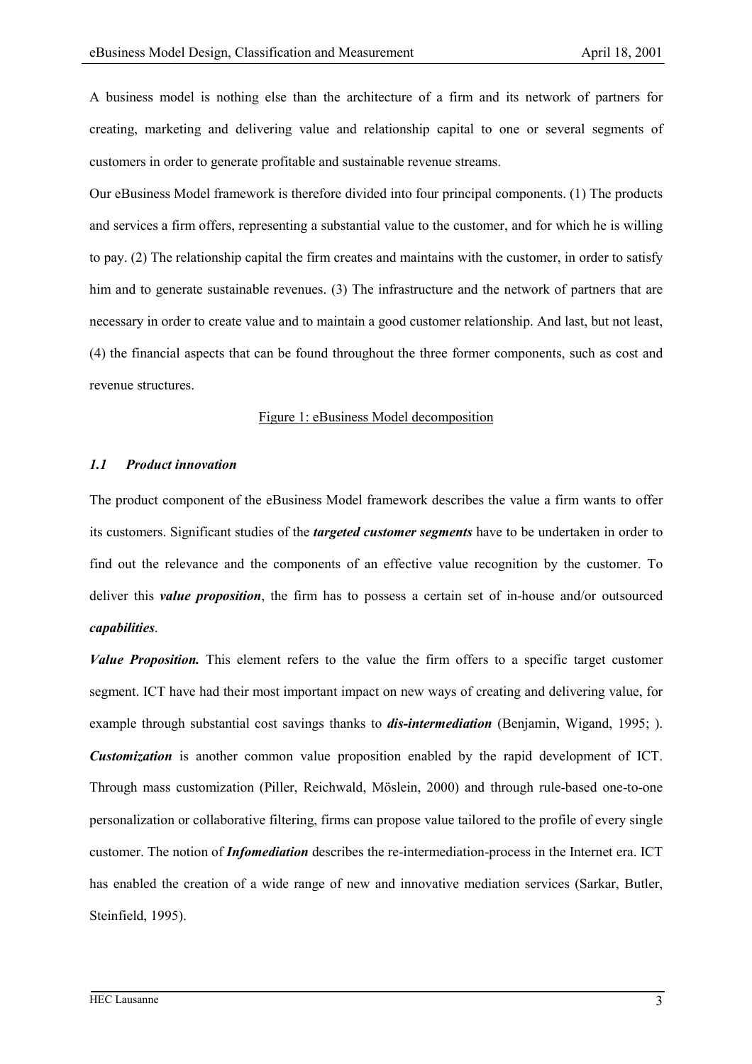A business model is nothing else than the architecture of a firm and its network of partners for creating, marketing and delivering value and relationship capital to one or several segments of customers in order to generate profitable and sustainable revenue streams.

Our eBusiness Model framework is therefore divided into four principal components. (1) The products and services a firm offers, representing a substantial value to the customer, and for which he is willing to pay. (2) The relationship capital the firm creates and maintains with the customer, in order to satisfy him and to generate sustainable revenues. (3) The infrastructure and the network of partners that are necessary in order to create value and to maintain a good customer relationship. And last, but not least, (4) the financial aspects that can be found throughout the three former components, such as cost and revenue structures.

Figure 1: eBusiness Model decomposition

### *1.1 Product innovation*

The product component of the eBusiness Model framework describes the value a firm wants to offer its customers. Significant studies of the ***targeted customer segments*** have to be undertaken in order to find out the relevance and the components of an effective value recognition by the customer. To deliver this ***value proposition***, the firm has to possess a certain set of in-house and/or outsourced ***capabilities***.

***Value Proposition.*** This element refers to the value the firm offers to a specific target customer segment. ICT have had their most important impact on new ways of creating and delivering value, for example through substantial cost savings thanks to ***dis-intermediation*** (Benjamin, Wigand, 1995; ). ***Customization*** is another common value proposition enabled by the rapid development of ICT. Through mass customization (Piller, Reichwald, Möslein, 2000) and through rule-based one-to-one personalization or collaborative filtering, firms can propose value tailored to the profile of every single customer. The notion of ***Infomediation*** describes the re-intermediation-process in the Internet era. ICT has enabled the creation of a wide range of new and innovative mediation services (Sarkar, Butler, Steinfield, 1995).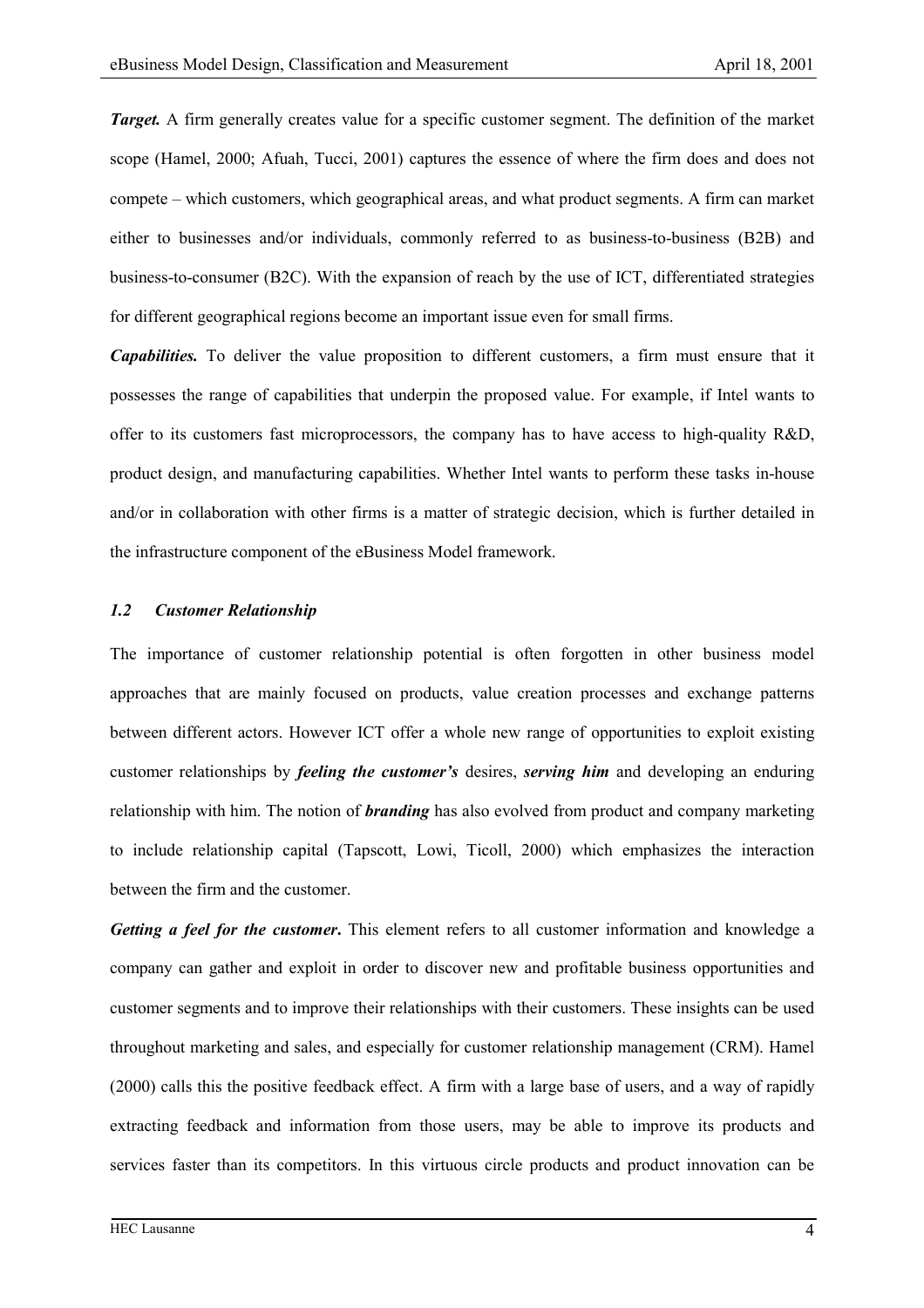***Target.*** A firm generally creates value for a specific customer segment. The definition of the market scope (Hamel, 2000; Afuah, Tucci, 2001) captures the essence of where the firm does and does not compete – which customers, which geographical areas, and what product segments. A firm can market either to businesses and/or individuals, commonly referred to as business-to-business (B2B) and business-to-consumer (B2C). With the expansion of reach by the use of ICT, differentiated strategies for different geographical regions become an important issue even for small firms.

***Capabilities.*** To deliver the value proposition to different customers, a firm must ensure that it possesses the range of capabilities that underpin the proposed value. For example, if Intel wants to offer to its customers fast microprocessors, the company has to have access to high-quality R&D, product design, and manufacturing capabilities. Whether Intel wants to perform these tasks in-house and/or in collaboration with other firms is a matter of strategic decision, which is further detailed in the infrastructure component of the eBusiness Model framework.

### *1.2 Customer Relationship*

The importance of customer relationship potential is often forgotten in other business model approaches that are mainly focused on products, value creation processes and exchange patterns between different actors. However ICT offer a whole new range of opportunities to exploit existing customer relationships by ***feeling the customer's*** desires, ***serving him*** and developing an enduring relationship with him. The notion of ***branding*** has also evolved from product and company marketing to include relationship capital (Tapscott, Lowi, Ticoll, 2000) which emphasizes the interaction between the firm and the customer.

***Getting a feel for the customer*.** This element refers to all customer information and knowledge a company can gather and exploit in order to discover new and profitable business opportunities and customer segments and to improve their relationships with their customers. These insights can be used throughout marketing and sales, and especially for customer relationship management (CRM). Hamel (2000) calls this the positive feedback effect. A firm with a large base of users, and a way of rapidly extracting feedback and information from those users, may be able to improve its products and services faster than its competitors. In this virtuous circle products and product innovation can be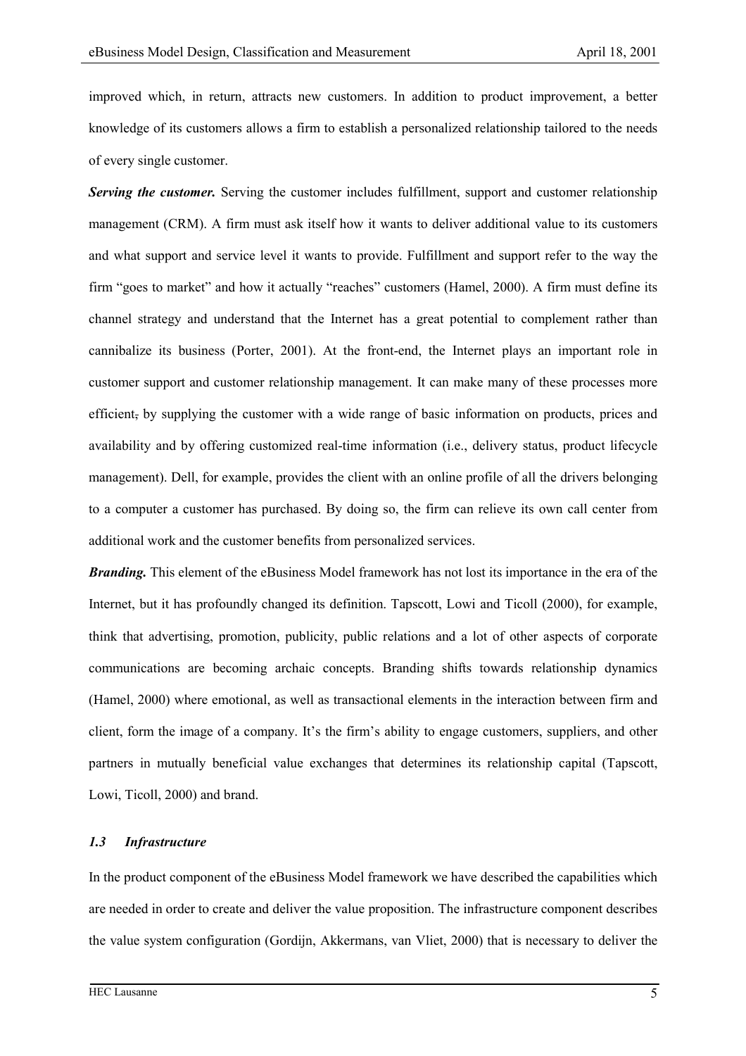improved which, in return, attracts new customers. In addition to product improvement, a better knowledge of its customers allows a firm to establish a personalized relationship tailored to the needs of every single customer.

***Serving the customer.*** Serving the customer includes fulfillment, support and customer relationship management (CRM). A firm must ask itself how it wants to deliver additional value to its customers and what support and service level it wants to provide. Fulfillment and support refer to the way the firm "goes to market" and how it actually "reaches" customers (Hamel, 2000). A firm must define its channel strategy and understand that the Internet has a great potential to complement rather than cannibalize its business (Porter, 2001). At the front-end, the Internet plays an important role in customer support and customer relationship management. It can make many of these processes more efficient, by supplying the customer with a wide range of basic information on products, prices and availability and by offering customized real-time information (i.e., delivery status, product lifecycle management). Dell, for example, provides the client with an online profile of all the drivers belonging to a computer a customer has purchased. By doing so, the firm can relieve its own call center from additional work and the customer benefits from personalized services.

***Branding.*** This element of the eBusiness Model framework has not lost its importance in the era of the Internet, but it has profoundly changed its definition. Tapscott, Lowi and Ticoll (2000), for example, think that advertising, promotion, publicity, public relations and a lot of other aspects of corporate communications are becoming archaic concepts. Branding shifts towards relationship dynamics (Hamel, 2000) where emotional, as well as transactional elements in the interaction between firm and client, form the image of a company. It's the firm's ability to engage customers, suppliers, and other partners in mutually beneficial value exchanges that determines its relationship capital (Tapscott, Lowi, Ticoll, 2000) and brand.

### *1.3 Infrastructure*

In the product component of the eBusiness Model framework we have described the capabilities which are needed in order to create and deliver the value proposition. The infrastructure component describes the value system configuration (Gordijn, Akkermans, van Vliet, 2000) that is necessary to deliver the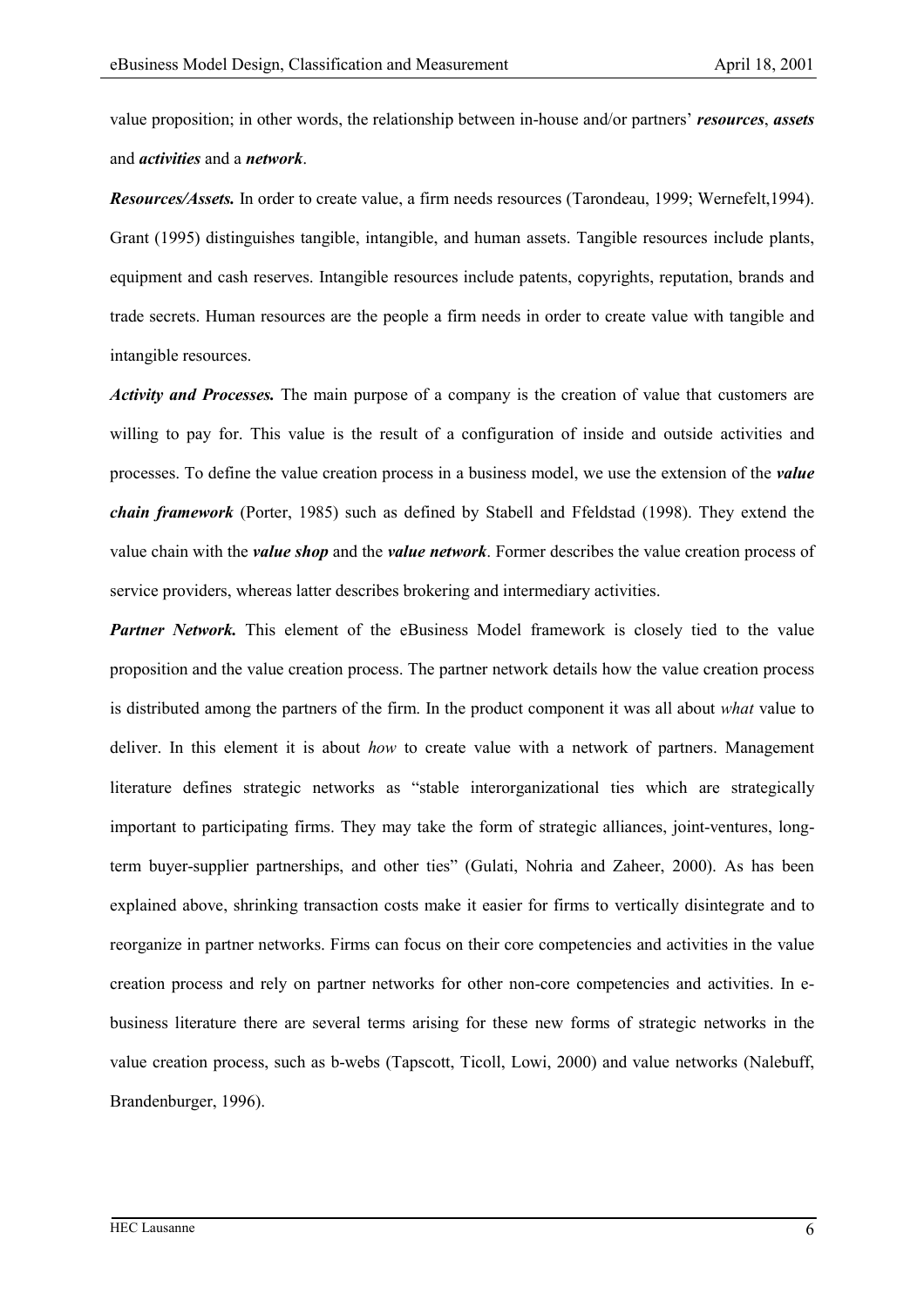value proposition; in other words, the relationship between in-house and/or partners' ***resources***, ***assets*** and ***activities*** and a ***network***.

***Resources/Assets.*** In order to create value, a firm needs resources (Tarondeau, 1999; Wernefelt,1994). Grant (1995) distinguishes tangible, intangible, and human assets. Tangible resources include plants, equipment and cash reserves. Intangible resources include patents, copyrights, reputation, brands and trade secrets. Human resources are the people a firm needs in order to create value with tangible and intangible resources.

***Activity and Processes.*** The main purpose of a company is the creation of value that customers are willing to pay for. This value is the result of a configuration of inside and outside activities and processes. To define the value creation process in a business model, we use the extension of the ***value chain framework*** (Porter, 1985) such as defined by Stabell and Ffeldstad (1998). They extend the value chain with the ***value shop*** and the ***value network***. Former describes the value creation process of service providers, whereas latter describes brokering and intermediary activities.

***Partner Network.*** This element of the eBusiness Model framework is closely tied to the value proposition and the value creation process. The partner network details how the value creation process is distributed among the partners of the firm. In the product component it was all about *what* value to deliver. In this element it is about *how* to create value with a network of partners. Management literature defines strategic networks as "stable interorganizational ties which are strategically important to participating firms. They may take the form of strategic alliances, joint-ventures, long-term buyer-supplier partnerships, and other ties" (Gulati, Nohria and Zaheer, 2000). As has been explained above, shrinking transaction costs make it easier for firms to vertically disintegrate and to reorganize in partner networks. Firms can focus on their core competencies and activities in the value creation process and rely on partner networks for other non-core competencies and activities. In e-business literature there are several terms arising for these new forms of strategic networks in the value creation process, such as b-webs (Tapscott, Ticoll, Lowi, 2000) and value networks (Nalebuff, Brandenburger, 1996).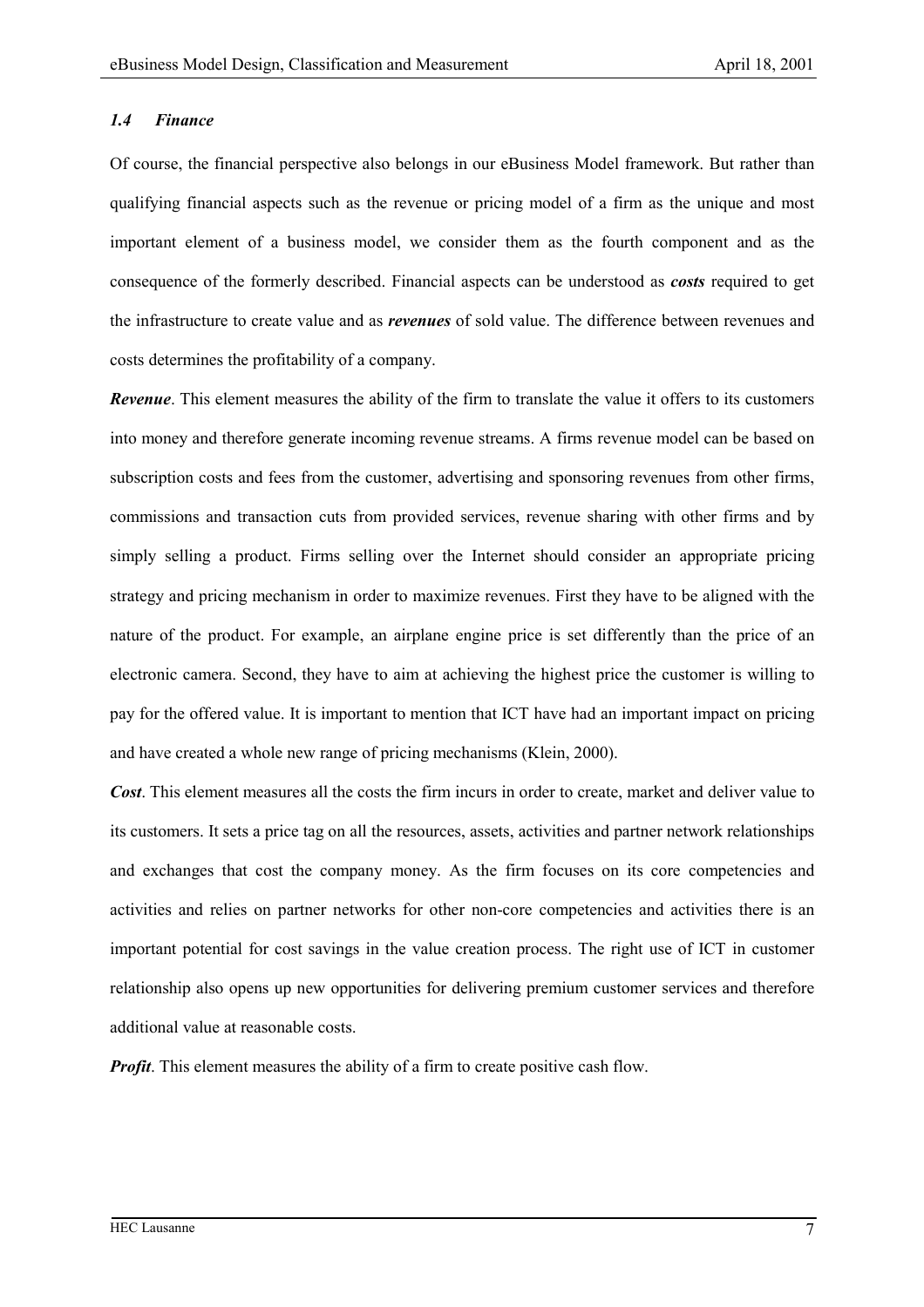### *1.4 Finance*

Of course, the financial perspective also belongs in our eBusiness Model framework. But rather than qualifying financial aspects such as the revenue or pricing model of a firm as the unique and most important element of a business model, we consider them as the fourth component and as the consequence of the formerly described. Financial aspects can be understood as ***costs*** required to get the infrastructure to create value and as ***revenues*** of sold value. The difference between revenues and costs determines the profitability of a company.

***Revenue***. This element measures the ability of the firm to translate the value it offers to its customers into money and therefore generate incoming revenue streams. A firms revenue model can be based on subscription costs and fees from the customer, advertising and sponsoring revenues from other firms, commissions and transaction cuts from provided services, revenue sharing with other firms and by simply selling a product. Firms selling over the Internet should consider an appropriate pricing strategy and pricing mechanism in order to maximize revenues. First they have to be aligned with the nature of the product. For example, an airplane engine price is set differently than the price of an electronic camera. Second, they have to aim at achieving the highest price the customer is willing to pay for the offered value. It is important to mention that ICT have had an important impact on pricing and have created a whole new range of pricing mechanisms (Klein, 2000).

***Cost***. This element measures all the costs the firm incurs in order to create, market and deliver value to its customers. It sets a price tag on all the resources, assets, activities and partner network relationships and exchanges that cost the company money. As the firm focuses on its core competencies and activities and relies on partner networks for other non-core competencies and activities there is an important potential for cost savings in the value creation process. The right use of ICT in customer relationship also opens up new opportunities for delivering premium customer services and therefore additional value at reasonable costs.

***Profit***. This element measures the ability of a firm to create positive cash flow.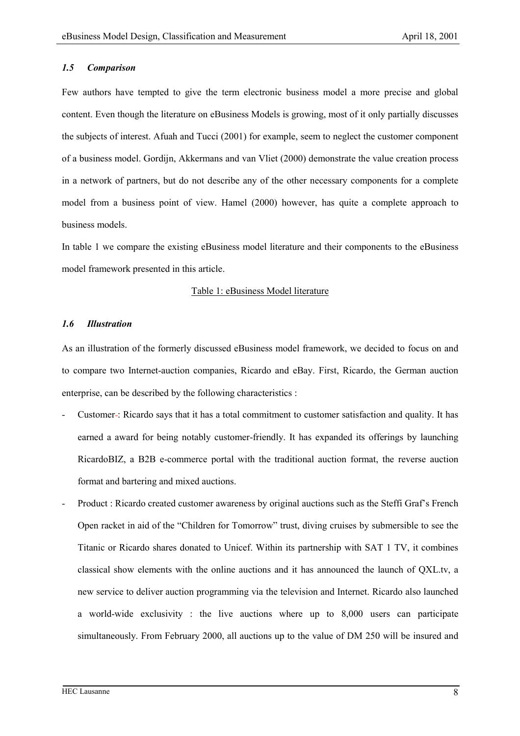### *1.5 Comparison*

Few authors have tempted to give the term electronic business model a more precise and global content. Even though the literature on eBusiness Models is growing, most of it only partially discusses the subjects of interest. Afuah and Tucci (2001) for example, seem to neglect the customer component of a business model. Gordijn, Akkermans and van Vliet (2000) demonstrate the value creation process in a network of partners, but do not describe any of the other necessary components for a complete model from a business point of view. Hamel (2000) however, has quite a complete approach to business models.

In table 1 we compare the existing eBusiness model literature and their components to the eBusiness model framework presented in this article.

Table 1: eBusiness Model literature

### *1.6 Illustration*

As an illustration of the formerly discussed eBusiness model framework, we decided to focus on and to compare two Internet-auction companies, Ricardo and eBay. First, Ricardo, the German auction enterprise, can be described by the following characteristics :

- Customer : Ricardo says that it has a total commitment to customer satisfaction and quality. It has earned a award for being notably customer-friendly. It has expanded its offerings by launching RicardoBIZ, a B2B e-commerce portal with the traditional auction format, the reverse auction format and bartering and mixed auctions.
- Product : Ricardo created customer awareness by original auctions such as the Steffi Graf's French Open racket in aid of the "Children for Tomorrow" trust, diving cruises by submersible to see the Titanic or Ricardo shares donated to Unicef. Within its partnership with SAT 1 TV, it combines classical show elements with the online auctions and it has announced the launch of QXL.tv, a new service to deliver auction programming via the television and Internet. Ricardo also launched a world-wide exclusivity : the live auctions where up to 8,000 users can participate simultaneously. From February 2000, all auctions up to the value of DM 250 will be insured and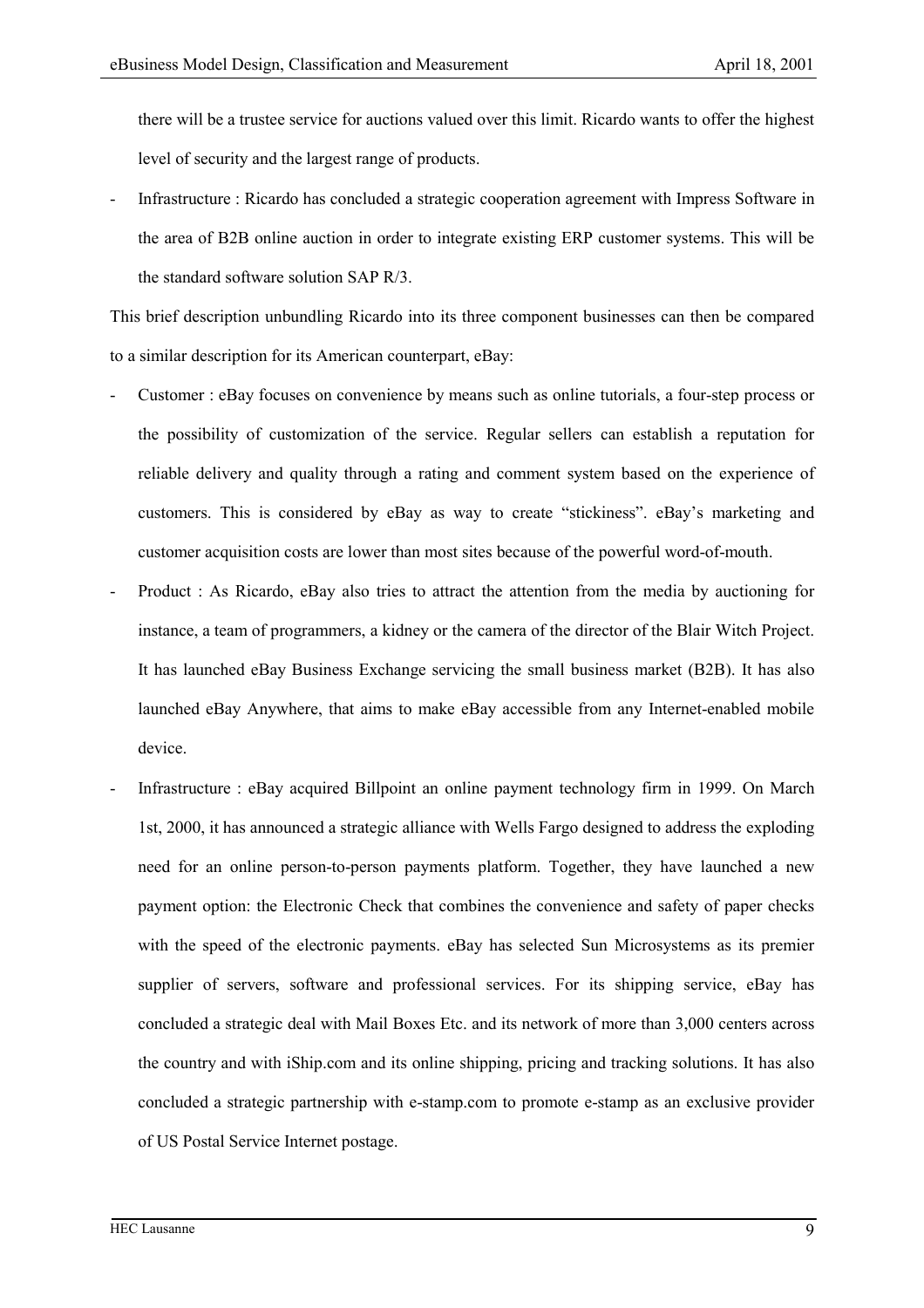there will be a trustee service for auctions valued over this limit. Ricardo wants to offer the highest level of security and the largest range of products.

- Infrastructure : Ricardo has concluded a strategic cooperation agreement with Impress Software in the area of B2B online auction in order to integrate existing ERP customer systems. This will be the standard software solution SAP R/3.

This brief description unbundling Ricardo into its three component businesses can then be compared to a similar description for its American counterpart, eBay:

- Customer : eBay focuses on convenience by means such as online tutorials, a four-step process or the possibility of customization of the service. Regular sellers can establish a reputation for reliable delivery and quality through a rating and comment system based on the experience of customers. This is considered by eBay as way to create "stickiness". eBay's marketing and customer acquisition costs are lower than most sites because of the powerful word-of-mouth.
- Product : As Ricardo, eBay also tries to attract the attention from the media by auctioning for instance, a team of programmers, a kidney or the camera of the director of the Blair Witch Project. It has launched eBay Business Exchange servicing the small business market (B2B). It has also launched eBay Anywhere, that aims to make eBay accessible from any Internet-enabled mobile device.
- Infrastructure : eBay acquired Billpoint an online payment technology firm in 1999. On March 1st, 2000, it has announced a strategic alliance with Wells Fargo designed to address the exploding need for an online person-to-person payments platform. Together, they have launched a new payment option: the Electronic Check that combines the convenience and safety of paper checks with the speed of the electronic payments. eBay has selected Sun Microsystems as its premier supplier of servers, software and professional services. For its shipping service, eBay has concluded a strategic deal with Mail Boxes Etc. and its network of more than 3,000 centers across the country and with iShip.com and its online shipping, pricing and tracking solutions. It has also concluded a strategic partnership with e-stamp.com to promote e-stamp as an exclusive provider of US Postal Service Internet postage.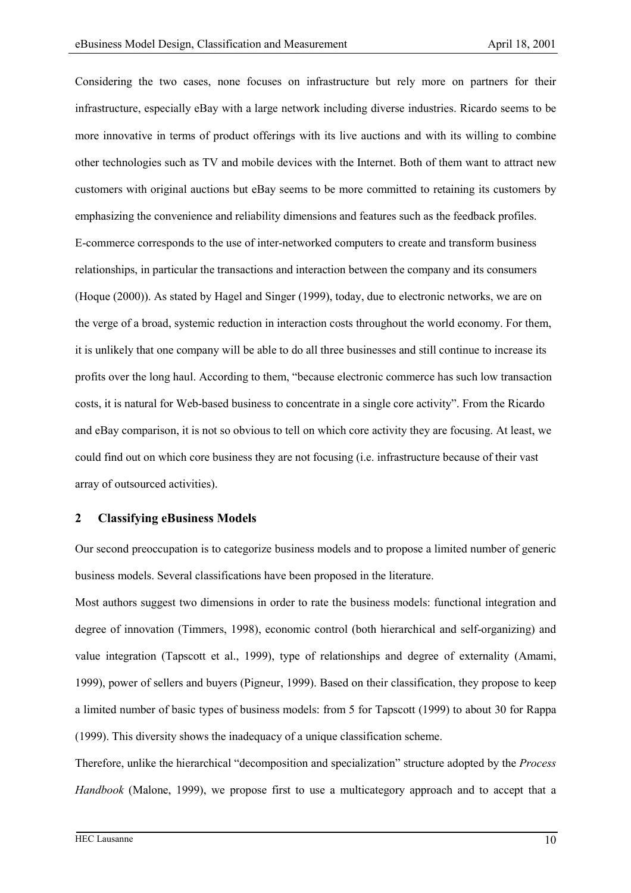Considering the two cases, none focuses on infrastructure but rely more on partners for their infrastructure, especially eBay with a large network including diverse industries. Ricardo seems to be more innovative in terms of product offerings with its live auctions and with its willing to combine other technologies such as TV and mobile devices with the Internet. Both of them want to attract new customers with original auctions but eBay seems to be more committed to retaining its customers by emphasizing the convenience and reliability dimensions and features such as the feedback profiles.

E-commerce corresponds to the use of inter-networked computers to create and transform business relationships, in particular the transactions and interaction between the company and its consumers (Hoque (2000)). As stated by Hagel and Singer (1999), today, due to electronic networks, we are on the verge of a broad, systemic reduction in interaction costs throughout the world economy. For them, it is unlikely that one company will be able to do all three businesses and still continue to increase its profits over the long haul. According to them, "because electronic commerce has such low transaction costs, it is natural for Web-based business to concentrate in a single core activity". From the Ricardo and eBay comparison, it is not so obvious to tell on which core activity they are focusing. At least, we could find out on which core business they are not focusing (i.e. infrastructure because of their vast array of outsourced activities).

## 2 Classifying eBusiness Models

Our second preoccupation is to categorize business models and to propose a limited number of generic business models. Several classifications have been proposed in the literature.

Most authors suggest two dimensions in order to rate the business models: functional integration and degree of innovation (Timmers, 1998), economic control (both hierarchical and self-organizing) and value integration (Tapscott et al., 1999), type of relationships and degree of externality (Amami, 1999), power of sellers and buyers (Pigneur, 1999). Based on their classification, they propose to keep a limited number of basic types of business models: from 5 for Tapscott (1999) to about 30 for Rappa (1999). This diversity shows the inadequacy of a unique classification scheme.

Therefore, unlike the hierarchical "decomposition and specialization" structure adopted by the *Process Handbook* (Malone, 1999), we propose first to use a multicategory approach and to accept that a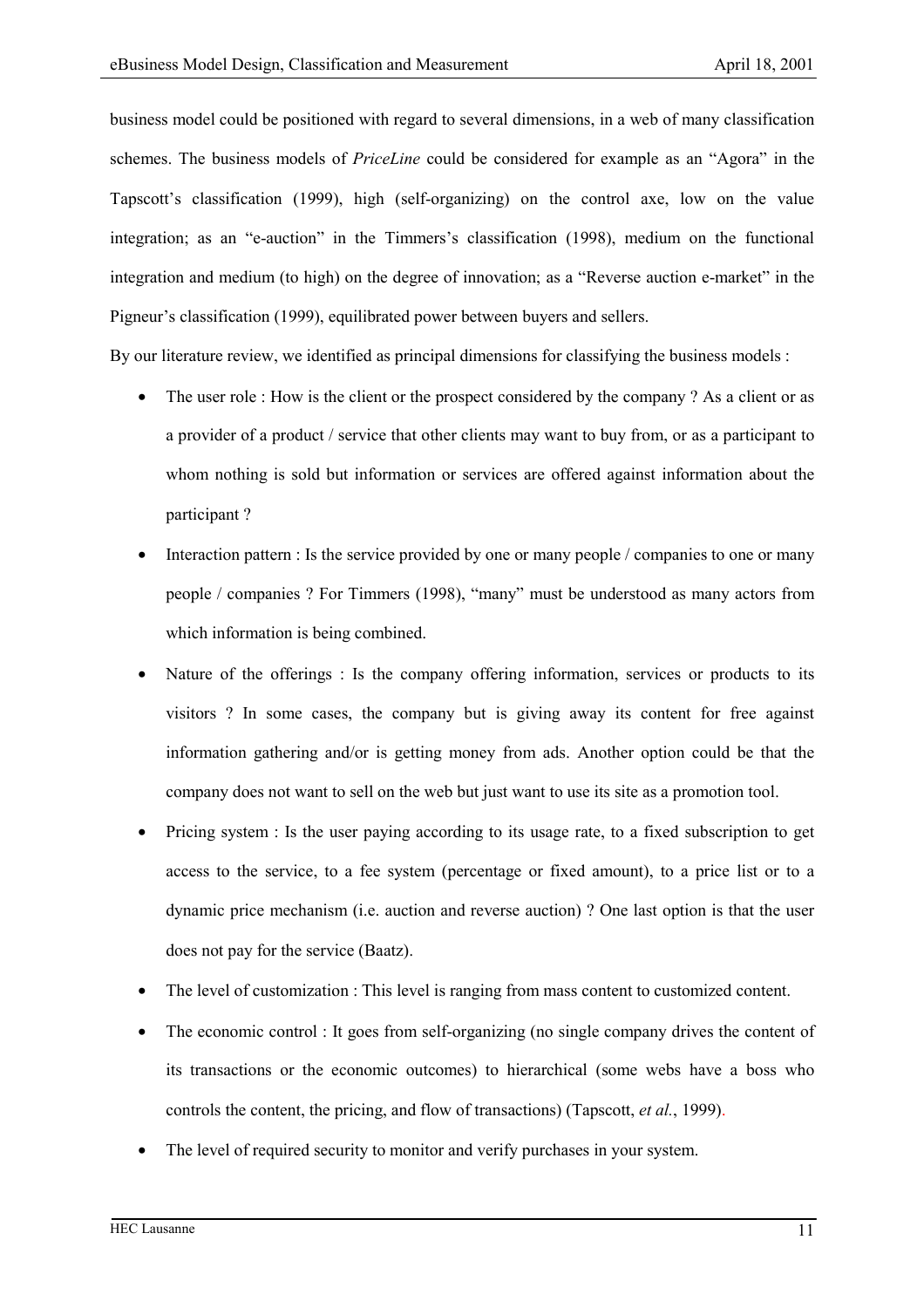business model could be positioned with regard to several dimensions, in a web of many classification schemes. The business models of *PriceLine* could be considered for example as an "Agora" in the Tapscott's classification (1999), high (self-organizing) on the control axe, low on the value integration; as an "e-auction" in the Timmers's classification (1998), medium on the functional integration and medium (to high) on the degree of innovation; as a "Reverse auction e-market" in the Pigneur's classification (1999), equilibrated power between buyers and sellers.

By our literature review, we identified as principal dimensions for classifying the business models :

- The user role : How is the client or the prospect considered by the company ? As a client or as a provider of a product / service that other clients may want to buy from, or as a participant to whom nothing is sold but information or services are offered against information about the participant ?
- Interaction pattern : Is the service provided by one or many people / companies to one or many people / companies ? For Timmers (1998), "many" must be understood as many actors from which information is being combined.
- Nature of the offerings : Is the company offering information, services or products to its visitors ? In some cases, the company but is giving away its content for free against information gathering and/or is getting money from ads. Another option could be that the company does not want to sell on the web but just want to use its site as a promotion tool.
- Pricing system : Is the user paying according to its usage rate, to a fixed subscription to get access to the service, to a fee system (percentage or fixed amount), to a price list or to a dynamic price mechanism (i.e. auction and reverse auction) ? One last option is that the user does not pay for the service (Baatz).
- The level of customization : This level is ranging from mass content to customized content.
- The economic control : It goes from self-organizing (no single company drives the content of its transactions or the economic outcomes) to hierarchical (some webs have a boss who controls the content, the pricing, and flow of transactions) (Tapscott, *et al.*, 1999).
- The level of required security to monitor and verify purchases in your system.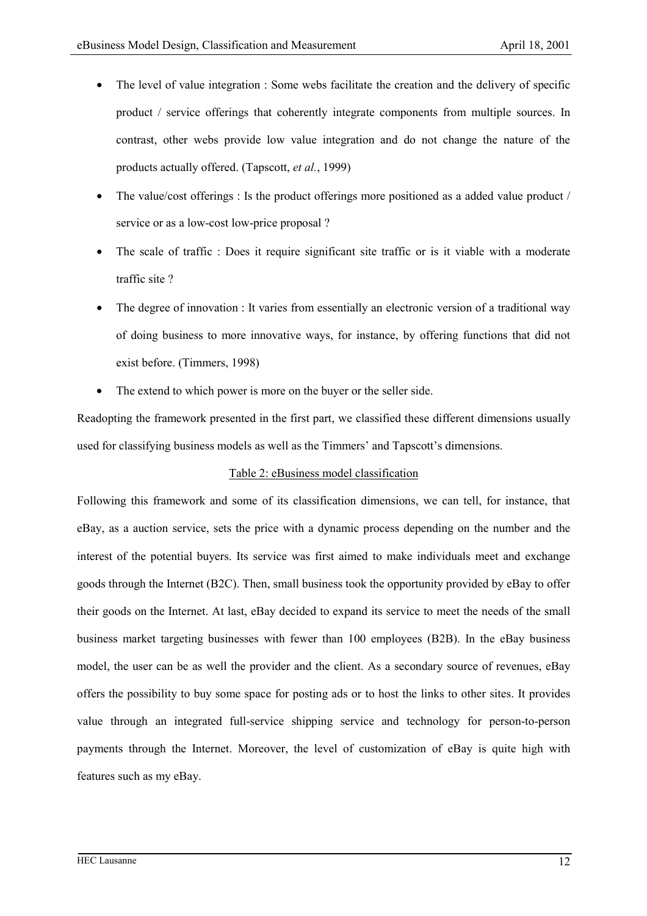- The level of value integration : Some webs facilitate the creation and the delivery of specific product / service offerings that coherently integrate components from multiple sources. In contrast, other webs provide low value integration and do not change the nature of the products actually offered. (Tapscott, *et al.*, 1999)
- The value/cost offerings : Is the product offerings more positioned as a added value product / service or as a low-cost low-price proposal ?
- The scale of traffic : Does it require significant site traffic or is it viable with a moderate traffic site ?
- The degree of innovation : It varies from essentially an electronic version of a traditional way of doing business to more innovative ways, for instance, by offering functions that did not exist before. (Timmers, 1998)
- The extend to which power is more on the buyer or the seller side.

Readopting the framework presented in the first part, we classified these different dimensions usually used for classifying business models as well as the Timmers' and Tapscott's dimensions.

Table 2: eBusiness model classification

Following this framework and some of its classification dimensions, we can tell, for instance, that eBay, as a auction service, sets the price with a dynamic process depending on the number and the interest of the potential buyers. Its service was first aimed to make individuals meet and exchange goods through the Internet (B2C). Then, small business took the opportunity provided by eBay to offer their goods on the Internet. At last, eBay decided to expand its service to meet the needs of the small business market targeting businesses with fewer than 100 employees (B2B). In the eBay business model, the user can be as well the provider and the client. As a secondary source of revenues, eBay offers the possibility to buy some space for posting ads or to host the links to other sites. It provides value through an integrated full-service shipping service and technology for person-to-person payments through the Internet. Moreover, the level of customization of eBay is quite high with features such as my eBay.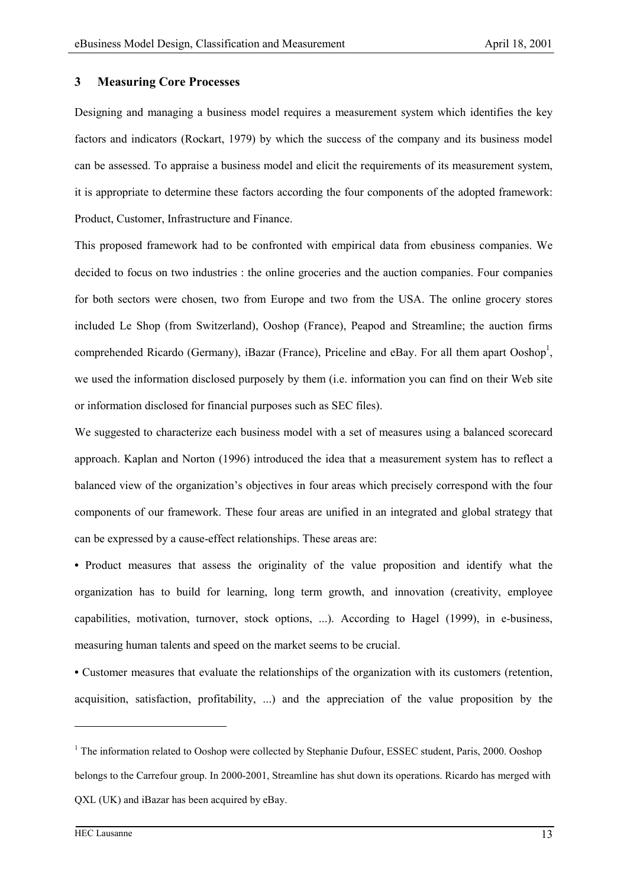## 3 Measuring Core Processes

Designing and managing a business model requires a measurement system which identifies the key factors and indicators (Rockart, 1979) by which the success of the company and its business model can be assessed. To appraise a business model and elicit the requirements of its measurement system, it is appropriate to determine these factors according the four components of the adopted framework: Product, Customer, Infrastructure and Finance.

This proposed framework had to be confronted with empirical data from ebusiness companies. We decided to focus on two industries : the online groceries and the auction companies. Four companies for both sectors were chosen, two from Europe and two from the USA. The online grocery stores included Le Shop (from Switzerland), Ooshop (France), Peapod and Streamline; the auction firms comprehended Ricardo (Germany), iBazar (France), Priceline and eBay. For all them apart Ooshop[1], we used the information disclosed purposely by them (i.e. information you can find on their Web site or information disclosed for financial purposes such as SEC files).

We suggested to characterize each business model with a set of measures using a balanced scorecard approach. Kaplan and Norton (1996) introduced the idea that a measurement system has to reflect a balanced view of the organization's objectives in four areas which precisely correspond with the four components of our framework. These four areas are unified in an integrated and global strategy that can be expressed by a cause-effect relationships. These areas are:

- Product measures that assess the originality of the value proposition and identify what the organization has to build for learning, long term growth, and innovation (creativity, employee capabilities, motivation, turnover, stock options, ...). According to Hagel (1999), in e-business, measuring human talents and speed on the market seems to be crucial.
- Customer measures that evaluate the relationships of the organization with its customers (retention, acquisition, satisfaction, profitability, ...) and the appreciation of the value proposition by the

[1] The information related to Ooshop were collected by Stephanie Dufour, ESSEC student, Paris, 2000. Ooshop belongs to the Carrefour group. In 2000-2001, Streamline has shut down its operations. Ricardo has merged with QXL (UK) and iBazar has been acquired by eBay.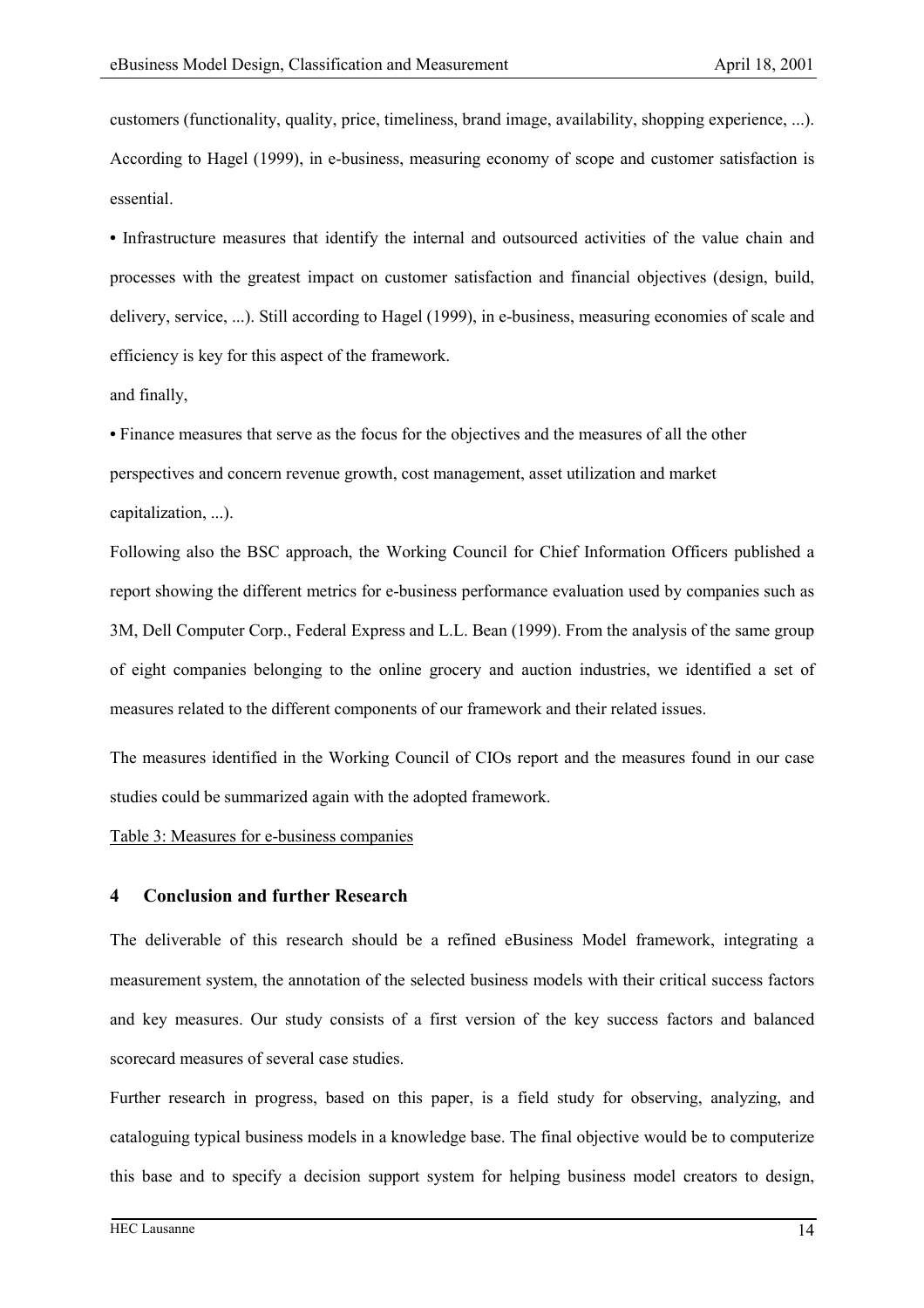customers (functionality, quality, price, timeliness, brand image, availability, shopping experience, ...). According to Hagel (1999), in e-business, measuring economy of scope and customer satisfaction is essential.

• Infrastructure measures that identify the internal and outsourced activities of the value chain and processes with the greatest impact on customer satisfaction and financial objectives (design, build, delivery, service, ...). Still according to Hagel (1999), in e-business, measuring economies of scale and efficiency is key for this aspect of the framework.

and finally,

• Finance measures that serve as the focus for the objectives and the measures of all the other perspectives and concern revenue growth, cost management, asset utilization and market capitalization, ...).

Following also the BSC approach, the Working Council for Chief Information Officers published a report showing the different metrics for e-business performance evaluation used by companies such as 3M, Dell Computer Corp., Federal Express and L.L. Bean (1999). From the analysis of the same group of eight companies belonging to the online grocery and auction industries, we identified a set of measures related to the different components of our framework and their related issues.

The measures identified in the Working Council of CIOs report and the measures found in our case studies could be summarized again with the adopted framework.

Table 3: Measures for e-business companies

## 4 Conclusion and further Research

The deliverable of this research should be a refined eBusiness Model framework, integrating a measurement system, the annotation of the selected business models with their critical success factors and key measures. Our study consists of a first version of the key success factors and balanced scorecard measures of several case studies.

Further research in progress, based on this paper, is a field study for observing, analyzing, and cataloguing typical business models in a knowledge base. The final objective would be to computerize this base and to specify a decision support system for helping business model creators to design,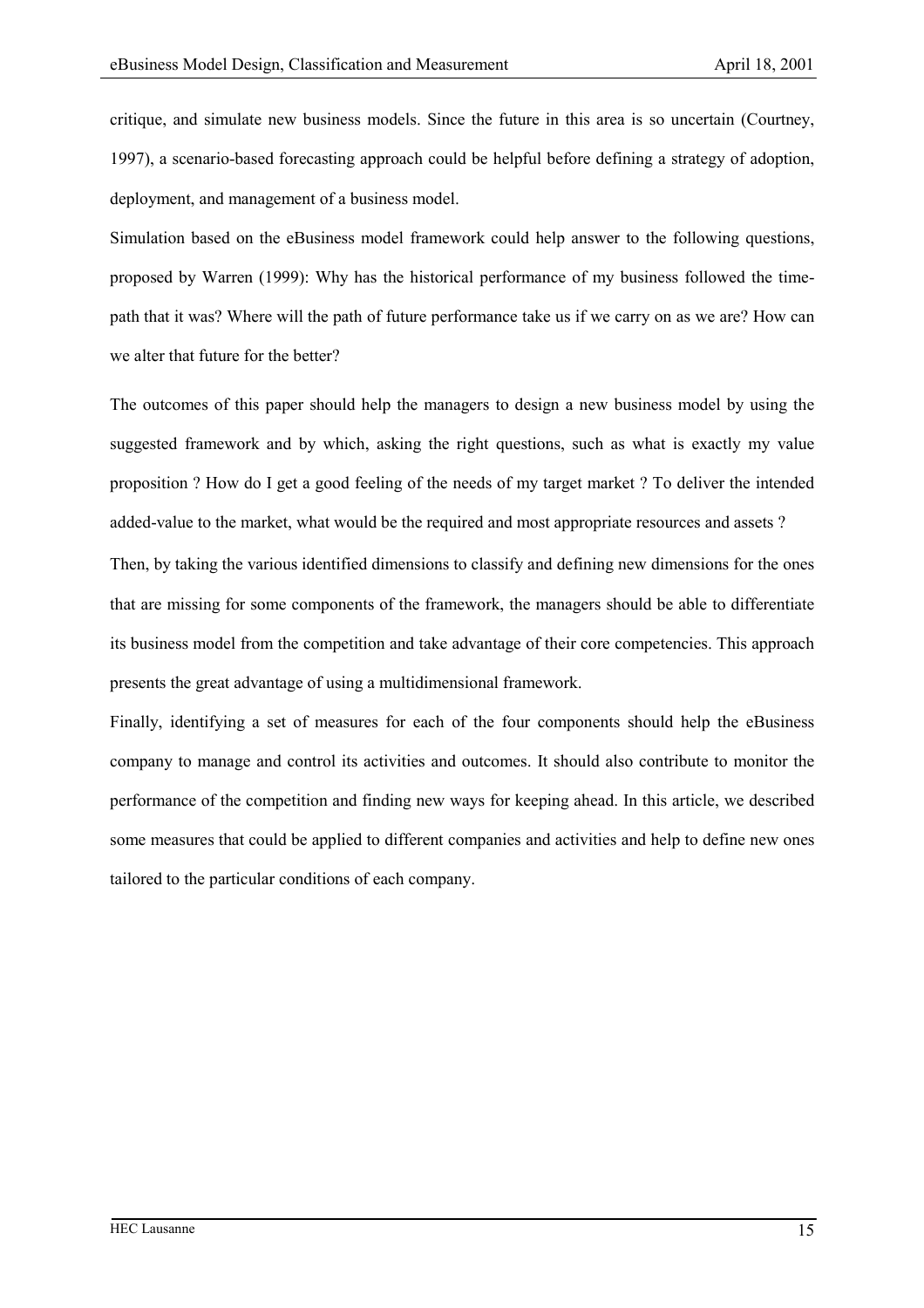critique, and simulate new business models. Since the future in this area is so uncertain (Courtney, 1997), a scenario-based forecasting approach could be helpful before defining a strategy of adoption, deployment, and management of a business model.

Simulation based on the eBusiness model framework could help answer to the following questions, proposed by Warren (1999): Why has the historical performance of my business followed the time-path that it was? Where will the path of future performance take us if we carry on as we are? How can we alter that future for the better?

The outcomes of this paper should help the managers to design a new business model by using the suggested framework and by which, asking the right questions, such as what is exactly my value proposition ? How do I get a good feeling of the needs of my target market ? To deliver the intended added-value to the market, what would be the required and most appropriate resources and assets ?

Then, by taking the various identified dimensions to classify and defining new dimensions for the ones that are missing for some components of the framework, the managers should be able to differentiate its business model from the competition and take advantage of their core competencies. This approach presents the great advantage of using a multidimensional framework.

Finally, identifying a set of measures for each of the four components should help the eBusiness company to manage and control its activities and outcomes. It should also contribute to monitor the performance of the competition and finding new ways for keeping ahead. In this article, we described some measures that could be applied to different companies and activities and help to define new ones tailored to the particular conditions of each company.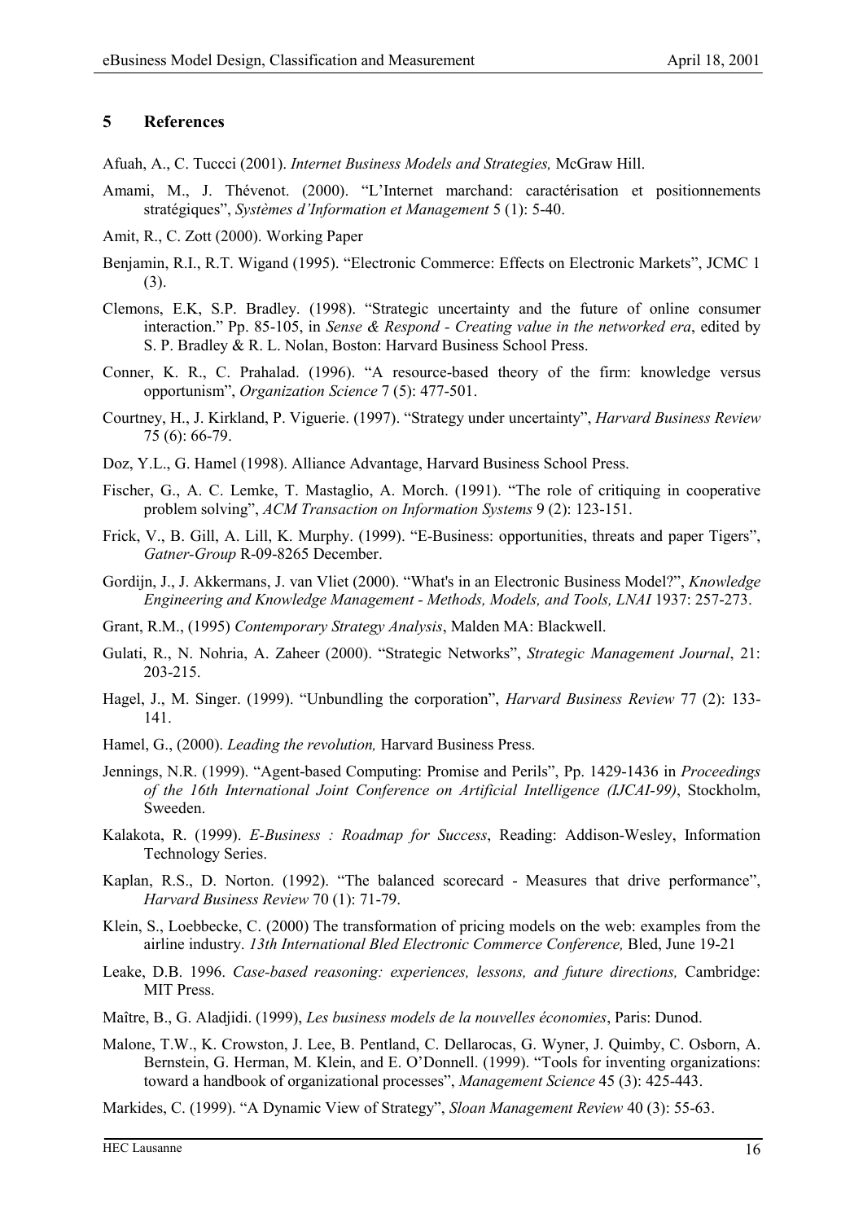## 5 References

Afuah, A., C. Tuccci (2001). *Internet Business Models and Strategies,* McGraw Hill.

Amami, M., J. Thévenot. (2000). "L'Internet marchand: caractérisation et positionnements stratégiques", *Systèmes d'Information et Management* 5 (1): 5-40.

Amit, R., C. Zott (2000). Working Paper

Benjamin, R.I., R.T. Wigand (1995). "Electronic Commerce: Effects on Electronic Markets", JCMC 1 (3).

Clemons, E.K, S.P. Bradley. (1998). "Strategic uncertainty and the future of online consumer interaction." Pp. 85-105, in *Sense & Respond - Creating value in the networked era*, edited by S. P. Bradley & R. L. Nolan, Boston: Harvard Business School Press.

Conner, K. R., C. Prahalad. (1996). "A resource-based theory of the firm: knowledge versus opportunism", *Organization Science* 7 (5): 477-501.

Courtney, H., J. Kirkland, P. Viguerie. (1997). "Strategy under uncertainty", *Harvard Business Review* 75 (6): 66-79.

Doz, Y.L., G. Hamel (1998). Alliance Advantage, Harvard Business School Press.

Fischer, G., A. C. Lemke, T. Mastaglio, A. Morch. (1991). "The role of critiquing in cooperative problem solving", *ACM Transaction on Information Systems* 9 (2): 123-151.

Frick, V., B. Gill, A. Lill, K. Murphy. (1999). "E-Business: opportunities, threats and paper Tigers", *Gatner-Group* R-09-8265 December.

Gordijn, J., J. Akkermans, J. van Vliet (2000). "What's in an Electronic Business Model?", *Knowledge Engineering and Knowledge Management - Methods, Models, and Tools, LNAI* 1937: 257-273.

Grant, R.M., (1995) *Contemporary Strategy Analysis*, Malden MA: Blackwell.

Gulati, R., N. Nohria, A. Zaheer (2000). "Strategic Networks", *Strategic Management Journal*, 21: 203-215.

Hagel, J., M. Singer. (1999). "Unbundling the corporation", *Harvard Business Review* 77 (2): 133-141.

Hamel, G., (2000). *Leading the revolution,* Harvard Business Press.

Jennings, N.R. (1999). "Agent-based Computing: Promise and Perils", Pp. 1429-1436 in *Proceedings of the 16th International Joint Conference on Artificial Intelligence (IJCAI-99)*, Stockholm, Sweeden.

Kalakota, R. (1999). *E-Business : Roadmap for Success*, Reading: Addison-Wesley, Information Technology Series.

Kaplan, R.S., D. Norton. (1992). "The balanced scorecard - Measures that drive performance", *Harvard Business Review* 70 (1): 71-79.

Klein, S., Loebbecke, C. (2000) The transformation of pricing models on the web: examples from the airline industry. *13th International Bled Electronic Commerce Conference,* Bled, June 19-21

Leake, D.B. 1996. *Case-based reasoning: experiences, lessons, and future directions,* Cambridge: MIT Press.

Maître, B., G. Aladjidi. (1999), *Les business models de la nouvelles économies*, Paris: Dunod.

Malone, T.W., K. Crowston, J. Lee, B. Pentland, C. Dellarocas, G. Wyner, J. Quimby, C. Osborn, A. Bernstein, G. Herman, M. Klein, and E. O'Donnell. (1999). "Tools for inventing organizations: toward a handbook of organizational processes", *Management Science* 45 (3): 425-443.

Markides, C. (1999). "A Dynamic View of Strategy", *Sloan Management Review* 40 (3): 55-63.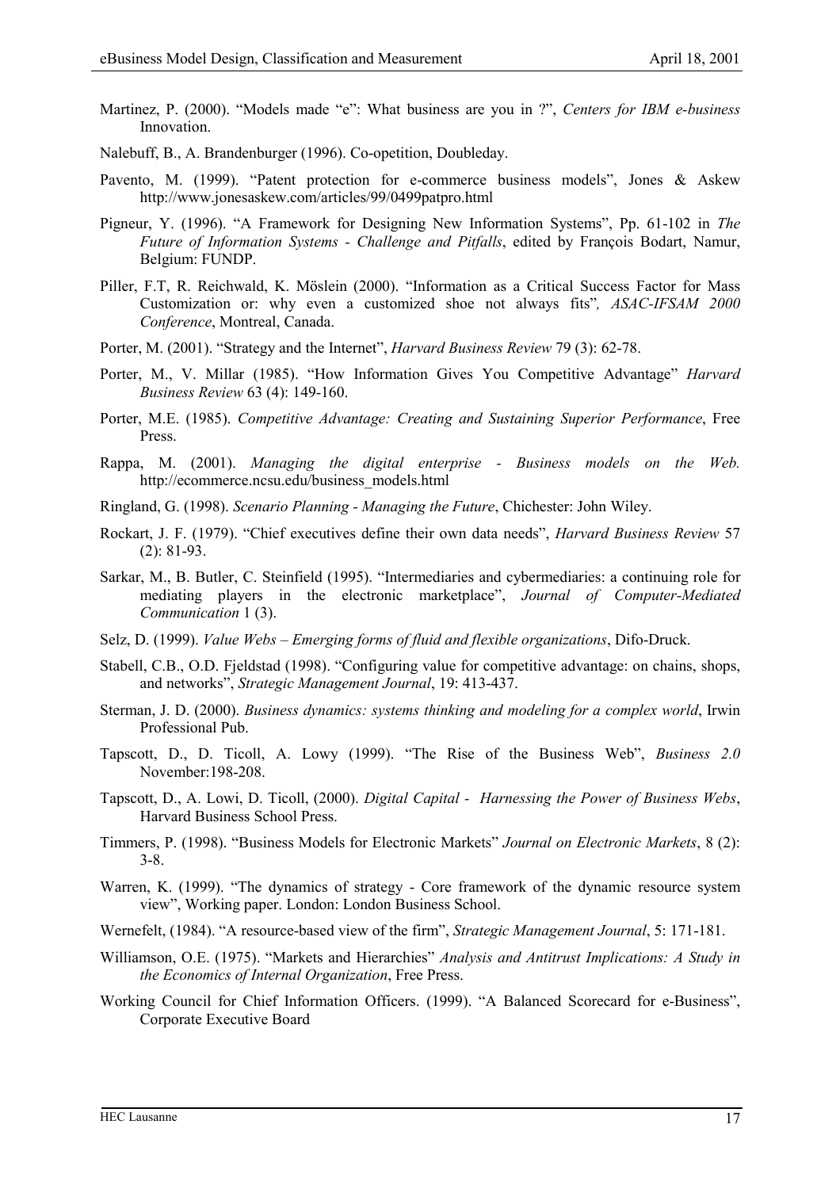Martinez, P. (2000). "Models made "e": What business are you in ?", *Centers for IBM e-business* Innovation.

Nalebuff, B., A. Brandenburger (1996). Co-opetition, Doubleday.

Pavento, M. (1999). "Patent protection for e-commerce business models", Jones & Askew http://www.jonesaskew.com/articles/99/0499patpro.html

Pigneur, Y. (1996). "A Framework for Designing New Information Systems", Pp. 61-102 in *The Future of Information Systems - Challenge and Pitfalls*, edited by François Bodart, Namur, Belgium: FUNDP.

Piller, F.T, R. Reichwald, K. Möslein (2000). "Information as a Critical Success Factor for Mass Customization or: why even a customized shoe not always fits", *ASAC-IFSAM 2000 Conference*, Montreal, Canada.

Porter, M. (2001). "Strategy and the Internet", *Harvard Business Review* 79 (3): 62-78.

Porter, M., V. Millar (1985). "How Information Gives You Competitive Advantage" *Harvard Business Review* 63 (4): 149-160.

Porter, M.E. (1985). *Competitive Advantage: Creating and Sustaining Superior Performance*, Free Press.

Rappa, M. (2001). *Managing the digital enterprise - Business models on the Web.* http://ecommerce.ncsu.edu/business_models.html

Ringland, G. (1998). *Scenario Planning - Managing the Future*, Chichester: John Wiley.

Rockart, J. F. (1979). "Chief executives define their own data needs", *Harvard Business Review* 57 (2): 81-93.

Sarkar, M., B. Butler, C. Steinfield (1995). "Intermediaries and cybermediaries: a continuing role for mediating players in the electronic marketplace", *Journal of Computer-Mediated Communication* 1 (3).

Selz, D. (1999). *Value Webs – Emerging forms of fluid and flexible organizations*, Difo-Druck.

Stabell, C.B., O.D. Fjeldstad (1998). "Configuring value for competitive advantage: on chains, shops, and networks", *Strategic Management Journal*, 19: 413-437.

Sterman, J. D. (2000). *Business dynamics: systems thinking and modeling for a complex world*, Irwin Professional Pub.

Tapscott, D., D. Ticoll, A. Lowy (1999). "The Rise of the Business Web", *Business 2.0* November:198-208.

Tapscott, D., A. Lowi, D. Ticoll, (2000). *Digital Capital - Harnessing the Power of Business Webs*, Harvard Business School Press.

Timmers, P. (1998). "Business Models for Electronic Markets" *Journal on Electronic Markets*, 8 (2): 3-8.

Warren, K. (1999). "The dynamics of strategy - Core framework of the dynamic resource system view", Working paper. London: London Business School.

Wernefelt, (1984). "A resource-based view of the firm", *Strategic Management Journal*, 5: 171-181.

Williamson, O.E. (1975). "Markets and Hierarchies" *Analysis and Antitrust Implications: A Study in the Economics of Internal Organization*, Free Press.

Working Council for Chief Information Officers. (1999). "A Balanced Scorecard for e-Business", Corporate Executive Board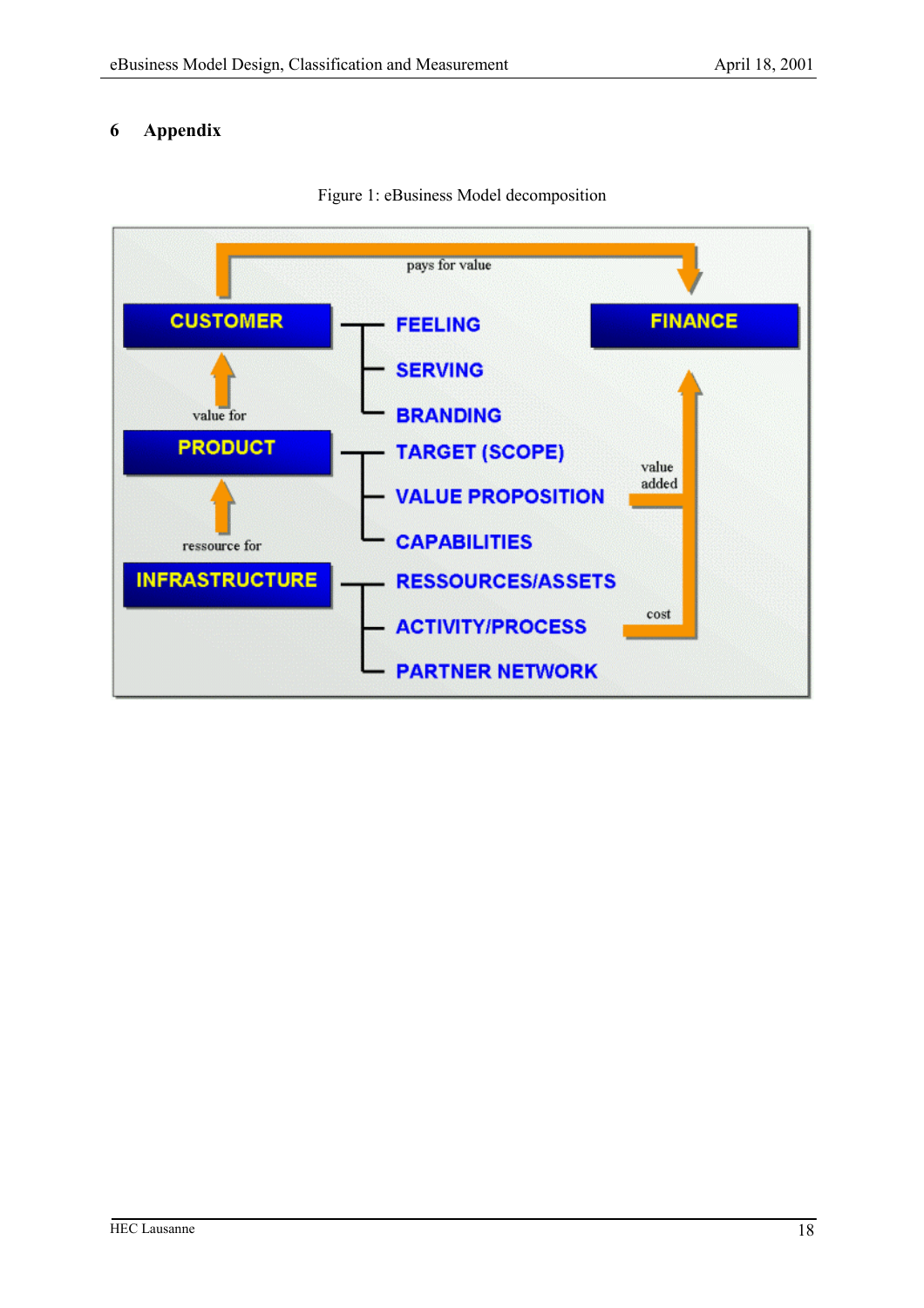# 6 Appendix

Figure 1: eBusiness Model decomposition

pays for value

**CUSTOMER**
- FEELING
- SERVING
- BRANDING

value for

**PRODUCT**
- TARGET (SCOPE)
- VALUE PROPOSITION
- CAPABILITIES

ressource for

**INFRASTRUCTURE**
- RESSOURCES/ASSETS
- ACTIVITY/PROCESS
- PARTNER NETWORK

**FINANCE**

value added

cost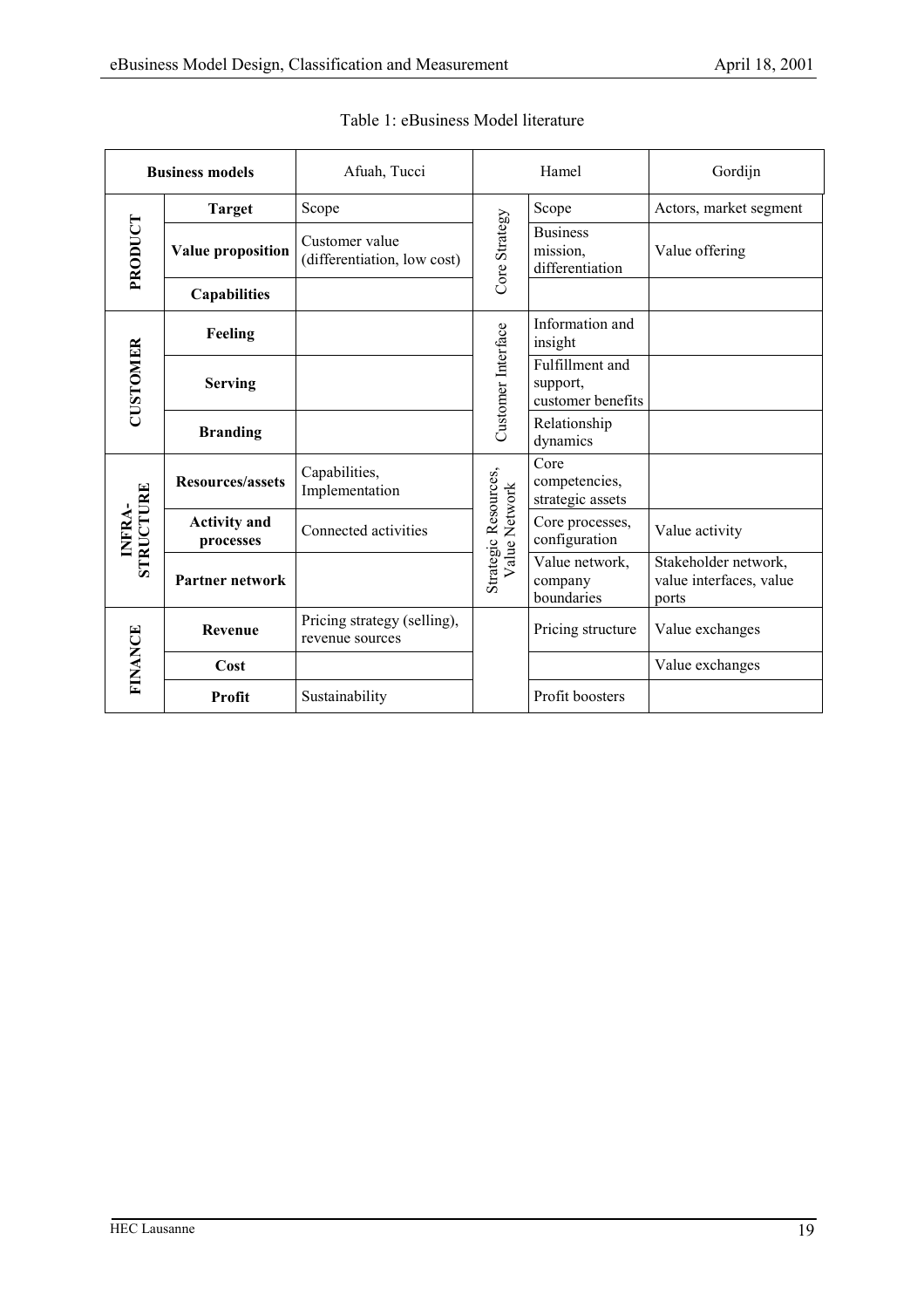Table 1: eBusiness Model literature

| Business models | | Afuah, Tucci | Hamel | | Gordijn |
|---|---|---|---|---|---|
| PRODUCT | Target | Scope | Core Strategy | Scope | Actors, market segment |
| | Value proposition | Customer value (differentiation, low cost) | | Business mission, differentiation | Value offering |
| | Capabilities | | | | |
| CUSTOMER | Feeling | | Customer Interface | Information and insight | |
| | Serving | | | Fulfillment and support, customer benefits | |
| | Branding | | | Relationship dynamics | |
| INFRA-STRUCTURE | Resources/assets | Capabilities, Implementation | Strategic Resources, Value Network | Core competencies, strategic assets | |
| | Activity and processes | Connected activities | | Core processes, configuration | Value activity |
| | Partner network | | | Value network, company boundaries | Stakeholder network, value interfaces, value ports |
| FINANCE | Revenue | Pricing strategy (selling), revenue sources | | Pricing structure | Value exchanges |
| | Cost | | | | Value exchanges |
| | Profit | Sustainability | | Profit boosters | |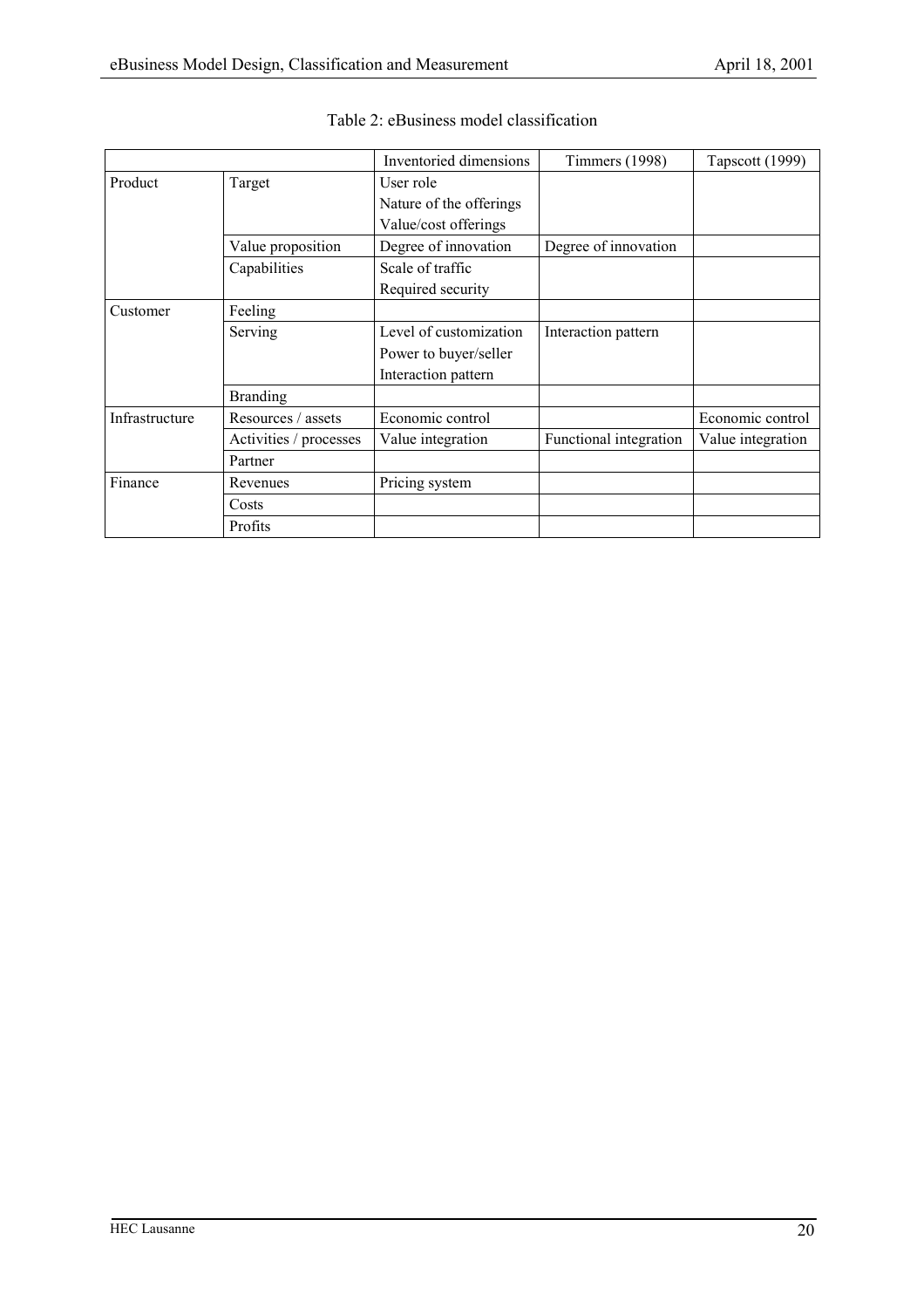Table 2: eBusiness model classification

| | | Inventoried dimensions | Timmers (1998) | Tapscott (1999) |
|---|---|---|---|---|
| Product | Target | User role<br>Nature of the offerings<br>Value/cost offerings | | |
| | Value proposition | Degree of innovation | Degree of innovation | |
| | Capabilities | Scale of traffic<br>Required security | | |
| Customer | Feeling | | | |
| | Serving | Level of customization<br>Power to buyer/seller<br>Interaction pattern | Interaction pattern | |
| | Branding | | | |
| Infrastructure | Resources / assets | Economic control | | Economic control |
| | Activities / processes | Value integration | Functional integration | Value integration |
| | Partner | | | |
| Finance | Revenues | Pricing system | | |
| | Costs | | | |
| | Profits | | | |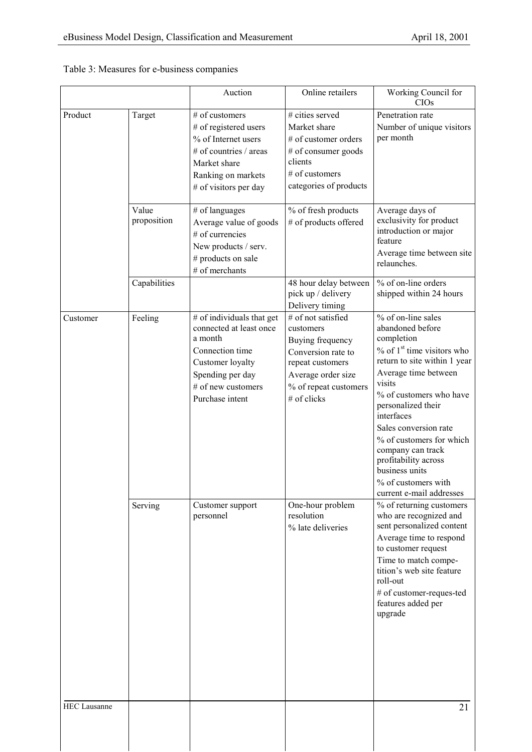Table 3: Measures for e-business companies

| | | Auction | Online retailers | Working Council for CIOs |
|---|---|---|---|---|
| Product | Target | # of customers<br># of registered users<br>% of Internet users<br># of countries / areas<br>Market share<br>Ranking on markets<br># of visitors per day | # cities served<br>Market share<br># of customer orders<br># of consumer goods clients<br># of customers<br>categories of products | Penetration rate<br>Number of unique visitors per month |
| | Value proposition | # of languages<br>Average value of goods<br># of currencies<br>New products / serv.<br># products on sale<br># of merchants | % of fresh products<br># of products offered | Average days of exclusivity for product introduction or major feature<br>Average time between site relaunches. |
| | Capabilities | | 48 hour delay between pick up / delivery<br>Delivery timing | % of on-line orders shipped within 24 hours |
| Customer | Feeling | # of individuals that get connected at least once a month<br>Connection time<br>Customer loyalty<br>Spending per day<br># of new customers<br>Purchase intent | # of not satisfied customers<br>Buying frequency<br>Conversion rate to repeat customers<br>Average order size<br>% of repeat customers<br># of clicks | % of on-line sales abandoned before completion<br>% of 1st time visitors who return to site within 1 year<br>Average time between visits<br>% of customers who have personalized their interfaces<br>Sales conversion rate<br>% of customers for which company can track profitability across business units<br>% of customers with current e-mail addresses |
| | Serving | Customer support personnel | One-hour problem resolution<br>% late deliveries | % of returning customers who are recognized and sent personalized content<br>Average time to respond to customer request<br>Time to match competition's web site feature roll-out<br># of customer-reques-ted features added per upgrade |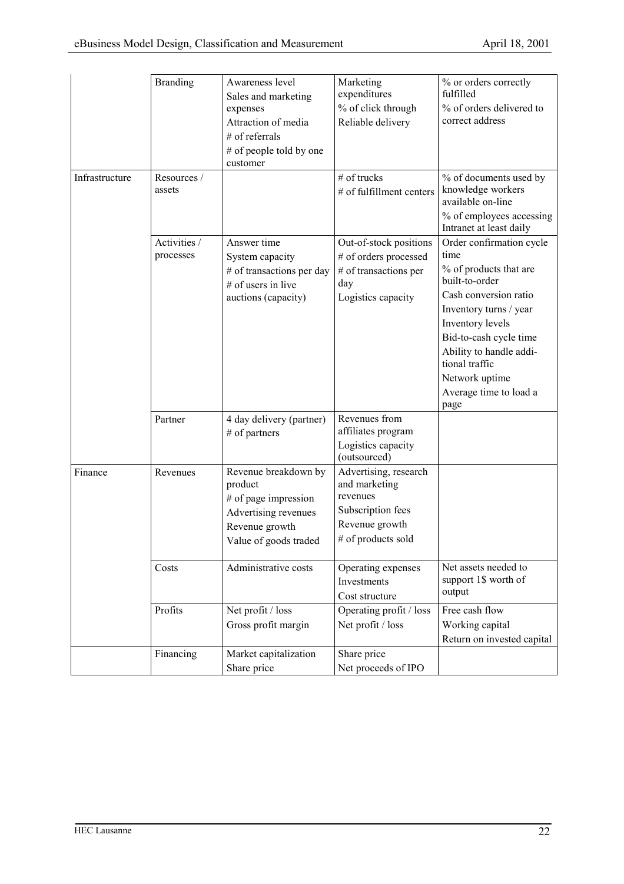| | | | | |
|---|---|---|---|---|
| | Branding | Awareness level<br>Sales and marketing expenses<br>Attraction of media<br># of referrals<br># of people told by one customer | Marketing expenditures<br>% of click through<br>Reliable delivery | % or orders correctly fulfilled<br>% of orders delivered to correct address |
| Infrastructure | Resources / assets | | # of trucks<br># of fulfillment centers | % of documents used by knowledge workers available on-line<br>% of employees accessing Intranet at least daily |
| | Activities / processes | Answer time<br>System capacity<br># of transactions per day<br># of users in live auctions (capacity) | Out-of-stock positions<br># of orders processed<br># of transactions per day<br>Logistics capacity | Order confirmation cycle time<br>% of products that are built-to-order<br>Cash conversion ratio<br>Inventory turns / year<br>Inventory levels<br>Bid-to-cash cycle time<br>Ability to handle additional traffic<br>Network uptime<br>Average time to load a page |
| | Partner | 4 day delivery (partner)<br># of partners | Revenues from affiliates program<br>Logistics capacity (outsourced) | |
| Finance | Revenues | Revenue breakdown by product<br># of page impression<br>Advertising revenues<br>Revenue growth<br>Value of goods traded | Advertising, research and marketing revenues<br>Subscription fees<br>Revenue growth<br># of products sold | |
| | Costs | Administrative costs | Operating expenses<br>Investments<br>Cost structure | Net assets needed to support 1$ worth of output |
| | Profits | Net profit / loss<br>Gross profit margin | Operating profit / loss<br>Net profit / loss | Free cash flow<br>Working capital<br>Return on invested capital |
| | Financing | Market capitalization<br>Share price | Share price<br>Net proceeds of IPO | |